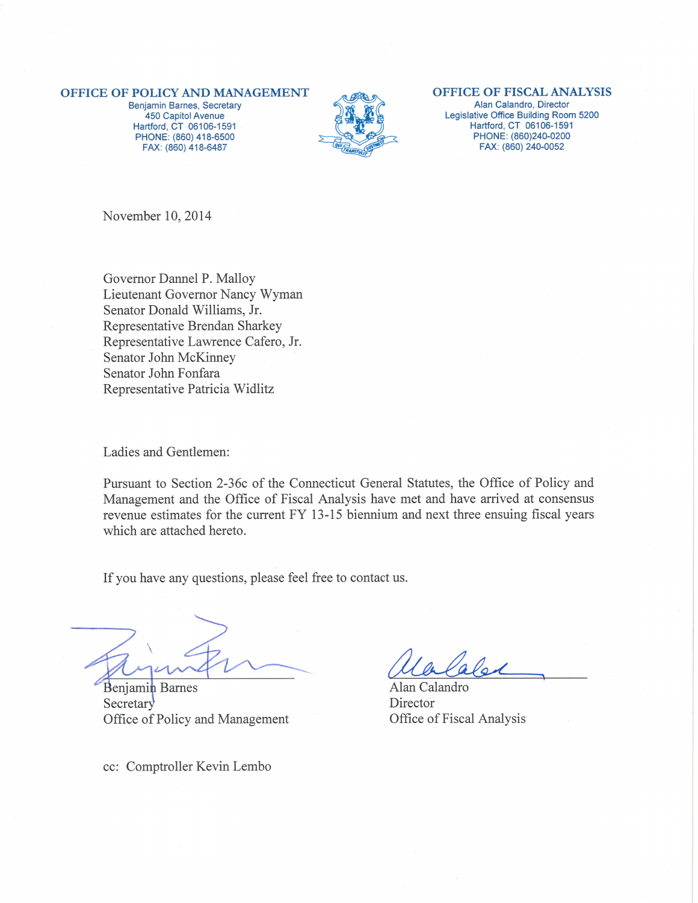**OFFICE OF POLICY AND MANAGEMENT**
Benjamin Barnes, Secretary
450 Capitol Avenue
Hartford, CT 06106-1591
PHONE: (860) 418-6500
FAX: (860) 418-6487

**OFFICE OF FISCAL ANALYSIS**
Alan Calandro, Director
Legislative Office Building Room 5200
Hartford, CT 06106-1591
PHONE: (860)240-0200
FAX: (860) 240-0052

November 10, 2014

Governor Dannel P. Malloy
Lieutenant Governor Nancy Wyman
Senator Donald Williams, Jr.
Representative Brendan Sharkey
Representative Lawrence Cafero, Jr.
Senator John McKinney
Senator John Fonfara
Representative Patricia Widlitz

Ladies and Gentlemen:

Pursuant to Section 2-36c of the Connecticut General Statutes, the Office of Policy and Management and the Office of Fiscal Analysis have met and have arrived at consensus revenue estimates for the current FY 13-15 biennium and next three ensuing fiscal years which are attached hereto.

If you have any questions, please feel free to contact us.

Benjamin Barnes
Secretary
Office of Policy and Management

Alan Calandro
Director
Office of Fiscal Analysis

cc: Comptroller Kevin Lembo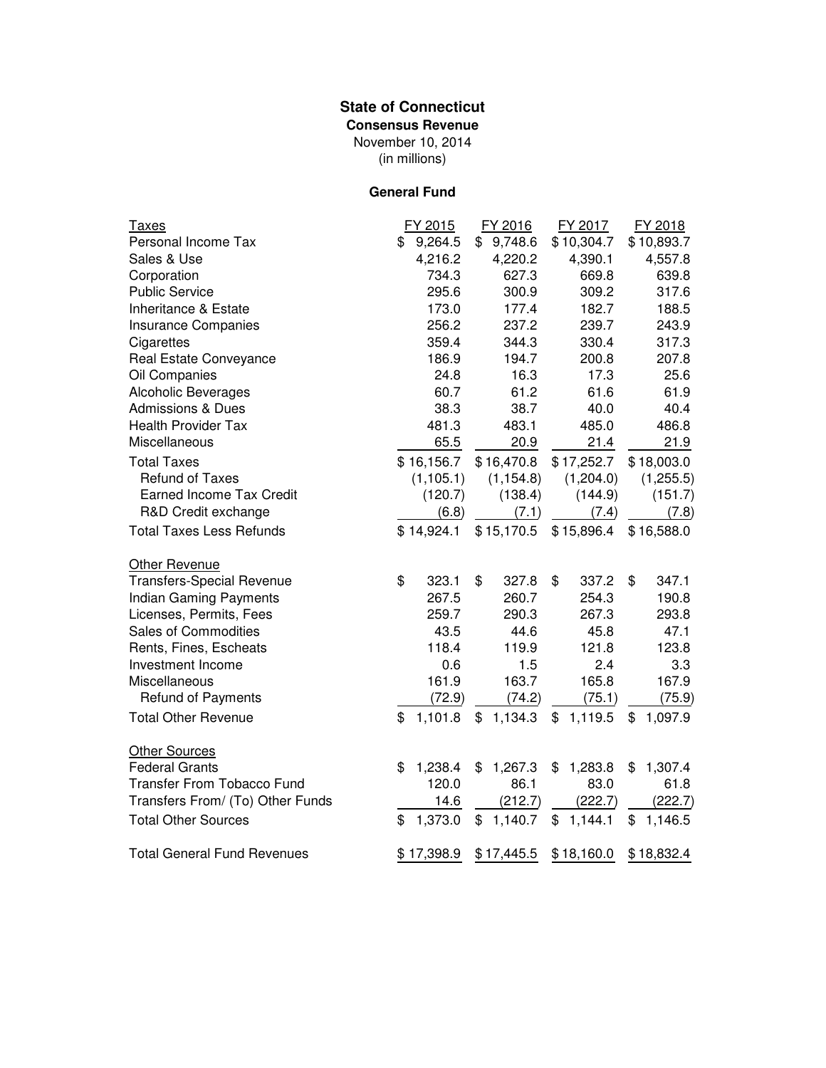# State of Connecticut

## Consensus Revenue

November 10, 2014
(in millions)

### General Fund

| Taxes | FY 2015 | FY 2016 | FY 2017 | FY 2018 |
|---|---|---|---|---|
| Personal Income Tax | $ 9,264.5 | $ 9,748.6 | $ 10,304.7 | $ 10,893.7 |
| Sales & Use | 4,216.2 | 4,220.2 | 4,390.1 | 4,557.8 |
| Corporation | 734.3 | 627.3 | 669.8 | 639.8 |
| Public Service | 295.6 | 300.9 | 309.2 | 317.6 |
| Inheritance & Estate | 173.0 | 177.4 | 182.7 | 188.5 |
| Insurance Companies | 256.2 | 237.2 | 239.7 | 243.9 |
| Cigarettes | 359.4 | 344.3 | 330.4 | 317.3 |
| Real Estate Conveyance | 186.9 | 194.7 | 200.8 | 207.8 |
| Oil Companies | 24.8 | 16.3 | 17.3 | 25.6 |
| Alcoholic Beverages | 60.7 | 61.2 | 61.6 | 61.9 |
| Admissions & Dues | 38.3 | 38.7 | 40.0 | 40.4 |
| Health Provider Tax | 481.3 | 483.1 | 485.0 | 486.8 |
| Miscellaneous | 65.5 | 20.9 | 21.4 | 21.9 |
| Total Taxes | $ 16,156.7 | $ 16,470.8 | $ 17,252.7 | $ 18,003.0 |
| Refund of Taxes | (1,105.1) | (1,154.8) | (1,204.0) | (1,255.5) |
| Earned Income Tax Credit | (120.7) | (138.4) | (144.9) | (151.7) |
| R&D Credit exchange | (6.8) | (7.1) | (7.4) | (7.8) |
| Total Taxes Less Refunds | $ 14,924.1 | $ 15,170.5 | $ 15,896.4 | $ 16,588.0 |
| **Other Revenue** | | | | |
| Transfers-Special Revenue | $ 323.1 | $ 327.8 | $ 337.2 | $ 347.1 |
| Indian Gaming Payments | 267.5 | 260.7 | 254.3 | 190.8 |
| Licenses, Permits, Fees | 259.7 | 290.3 | 267.3 | 293.8 |
| Sales of Commodities | 43.5 | 44.6 | 45.8 | 47.1 |
| Rents, Fines, Escheats | 118.4 | 119.9 | 121.8 | 123.8 |
| Investment Income | 0.6 | 1.5 | 2.4 | 3.3 |
| Miscellaneous | 161.9 | 163.7 | 165.8 | 167.9 |
| Refund of Payments | (72.9) | (74.2) | (75.1) | (75.9) |
| Total Other Revenue | $ 1,101.8 | $ 1,134.3 | $ 1,119.5 | $ 1,097.9 |
| **Other Sources** | | | | |
| Federal Grants | $ 1,238.4 | $ 1,267.3 | $ 1,283.8 | $ 1,307.4 |
| Transfer From Tobacco Fund | 120.0 | 86.1 | 83.0 | 61.8 |
| Transfers From/ (To) Other Funds | 14.6 | (212.7) | (222.7) | (222.7) |
| Total Other Sources | $ 1,373.0 | $ 1,140.7 | $ 1,144.1 | $ 1,146.5 |
| Total General Fund Revenues | $ 17,398.9 | $ 17,445.5 | $ 18,160.0 | $ 18,832.4 |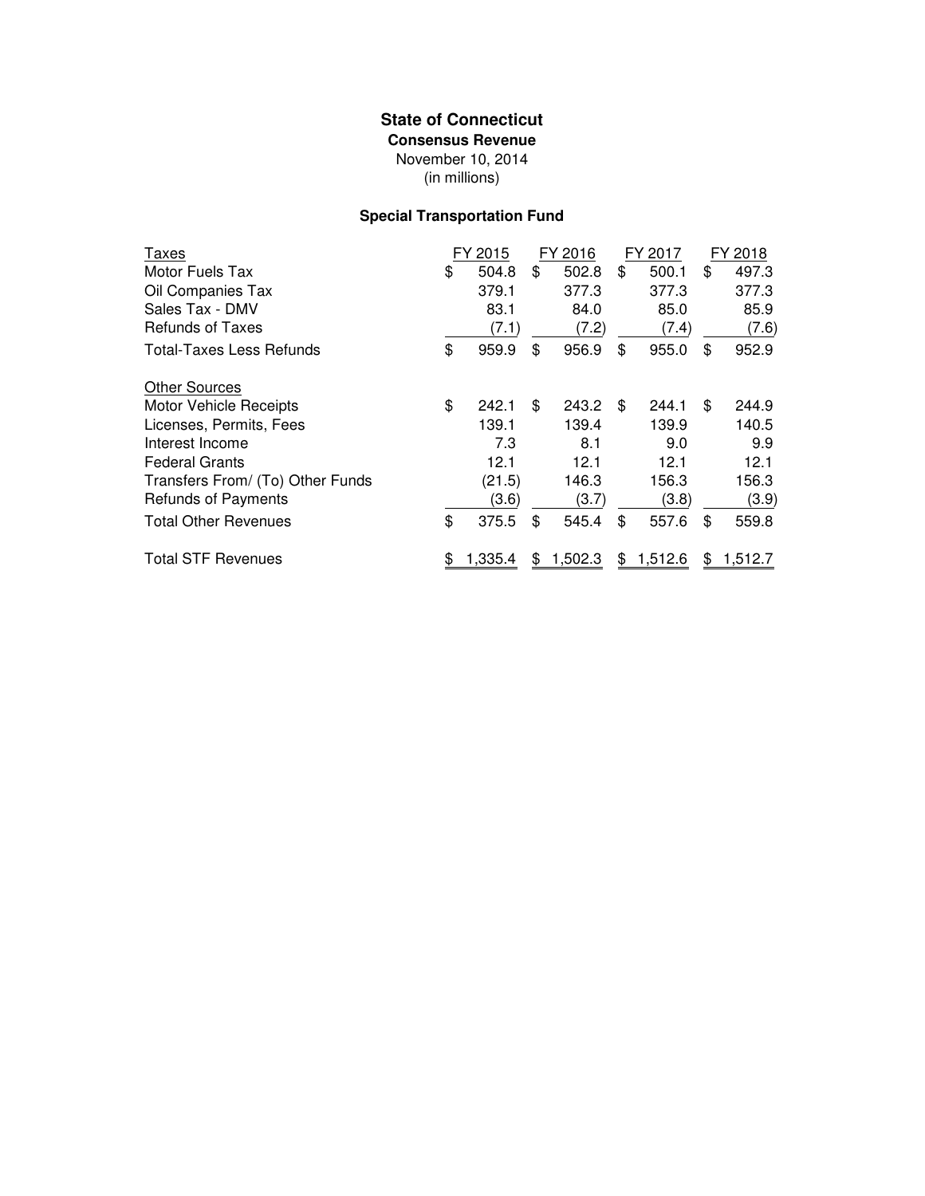# State of Connecticut

**Consensus Revenue**

November 10, 2014

(in millions)

## Special Transportation Fund

| Taxes | FY 2015 | FY 2016 | FY 2017 | FY 2018 |
|---|---|---|---|---|
| Motor Fuels Tax | $ 504.8 | $ 502.8 | $ 500.1 | $ 497.3 |
| Oil Companies Tax | 379.1 | 377.3 | 377.3 | 377.3 |
| Sales Tax - DMV | 83.1 | 84.0 | 85.0 | 85.9 |
| Refunds of Taxes | (7.1) | (7.2) | (7.4) | (7.6) |
| Total-Taxes Less Refunds | $ 959.9 | $ 956.9 | $ 955.0 | $ 952.9 |
| **Other Sources** | | | | |
| Motor Vehicle Receipts | $ 242.1 | $ 243.2 | $ 244.1 | $ 244.9 |
| Licenses, Permits, Fees | 139.1 | 139.4 | 139.9 | 140.5 |
| Interest Income | 7.3 | 8.1 | 9.0 | 9.9 |
| Federal Grants | 12.1 | 12.1 | 12.1 | 12.1 |
| Transfers From/ (To) Other Funds | (21.5) | 146.3 | 156.3 | 156.3 |
| Refunds of Payments | (3.6) | (3.7) | (3.8) | (3.9) |
| Total Other Revenues | $ 375.5 | $ 545.4 | $ 557.6 | $ 559.8 |
| Total STF Revenues | $ 1,335.4 | $ 1,502.3 | $ 1,512.6 | $ 1,512.7 |